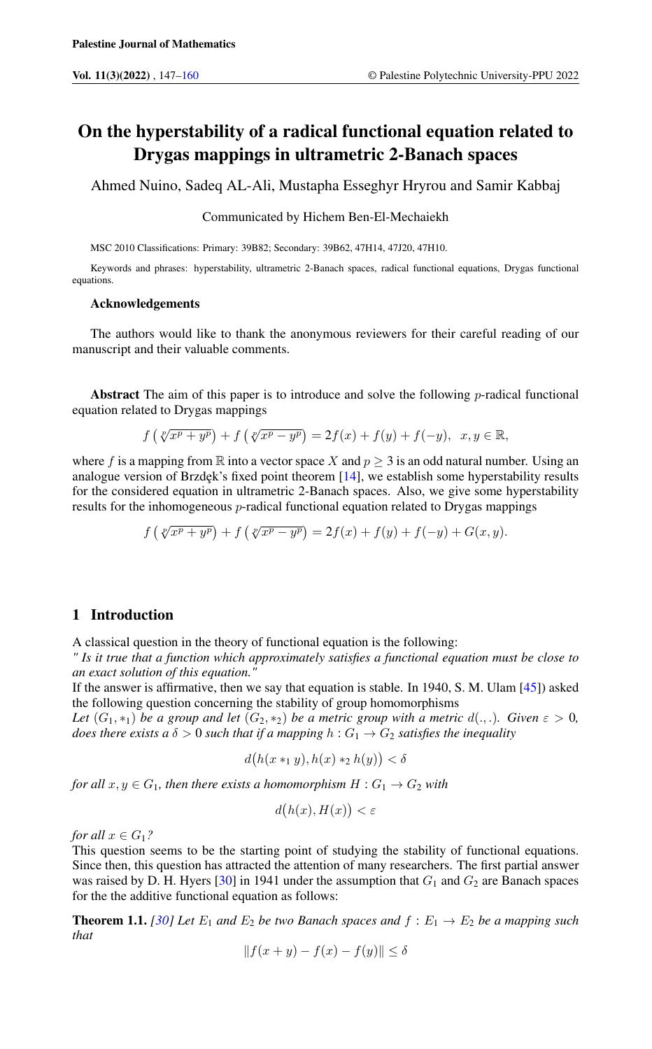# On the hyperstability of a radical functional equation related to Drygas mappings in ultrametric 2-Banach spaces

Ahmed Nuino, Sadeq AL-Ali, Mustapha Esseghyr Hryrou and Samir Kabbaj

Communicated by Hichem Ben-El-Mechaiekh

MSC 2010 Classifications: Primary: 39B82; Secondary: 39B62, 47H14, 47J20, 47H10.

Keywords and phrases: hyperstability, ultrametric 2-Banach spaces, radical functional equations, Drygas functional equations.

**Acknowledgements**

The authors would like to thank the anonymous reviewers for their careful reading of our manuscript and their valuable comments.

**Abstract** The aim of this paper is to introduce and solve the following $p$-radical functional equation related to Drygas mappings

$$f\left(\sqrt[p]{x^p + y^p}\right) + f\left(\sqrt[p]{x^p - y^p}\right) = 2f(x) + f(y) + f(-y), \quad x, y \in \mathbb{R},$$

where $f$ is a mapping from $\mathbb{R}$ into a vector space $X$ and $p \geq 3$ is an odd natural number. Using an analogue version of Brzdęk's fixed point theorem [14], we establish some hyperstability results for the considered equation in ultrametric 2-Banach spaces. Also, we give some hyperstability results for the inhomogeneous $p$-radical functional equation related to Drygas mappings

$$f\left(\sqrt[p]{x^p + y^p}\right) + f\left(\sqrt[p]{x^p - y^p}\right) = 2f(x) + f(y) + f(-y) + G(x, y).$$

## 1 Introduction

A classical question in the theory of functional equation is the following:
*" Is it true that a function which approximately satisfies a functional equation must be close to an exact solution of this equation."*
If the answer is affirmative, then we say that equation is stable. In 1940, S. M. Ulam [45]) asked the following question concerning the stability of group homomorphisms
*Let $(G_1, *_1)$ be a group and let $(G_2, *_2)$ be a metric group with a metric $d(.,.)$. Given $\varepsilon > 0$, does there exists a $\delta > 0$ such that if a mapping $h : G_1 \to G_2$ satisfies the inequality*

$$d\big(h(x *_1 y), h(x) *_2 h(y)\big) < \delta$$

*for all $x, y \in G_1$, then there exists a homomorphism $H : G_1 \to G_2$ with*

$$d\big(h(x), H(x)\big) < \varepsilon$$

*for all $x \in G_1$?*
This question seems to be the starting point of studying the stability of functional equations. Since then, this question has attracted the attention of many researchers. The first partial answer was raised by D. H. Hyers [30] in 1941 under the assumption that $G_1$ and $G_2$ are Banach spaces for the the additive functional equation as follows:

**Theorem 1.1.** *[30] Let $E_1$ and $E_2$ be two Banach spaces and $f : E_1 \to E_2$ be a mapping such that*

$$\|f(x + y) - f(x) - f(y)\| \leq \delta$$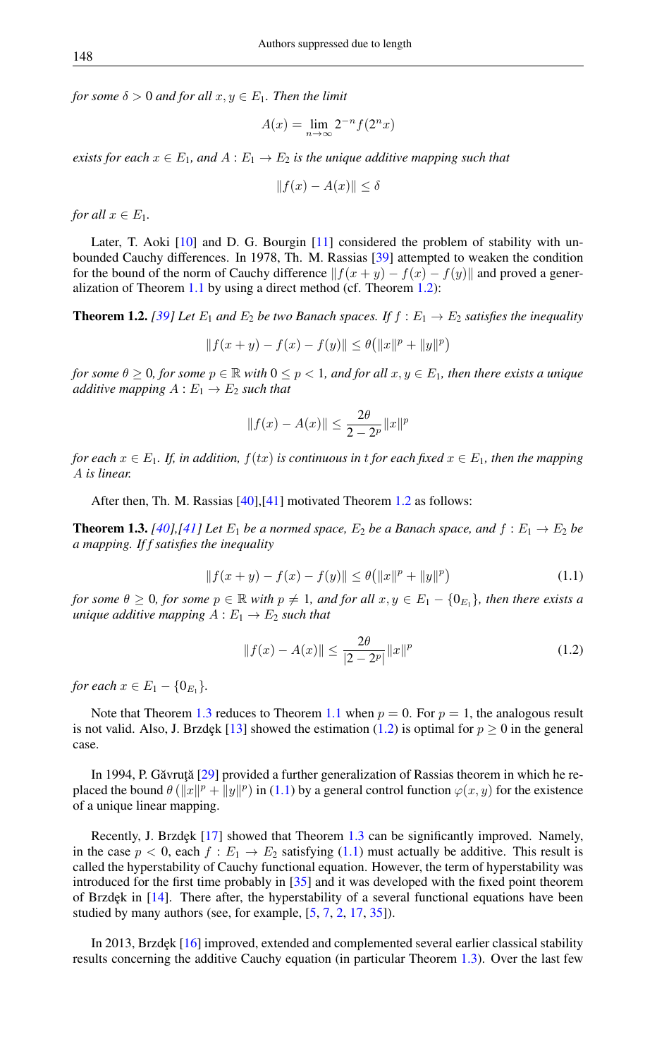*for some $\delta > 0$ and for all $x, y \in E_1$. Then the limit*

$$A(x) = \lim_{n\to\infty} 2^{-n} f(2^n x)$$

*exists for each $x \in E_1$, and $A : E_1 \to E_2$ is the unique additive mapping such that*

$$\|f(x) - A(x)\| \le \delta$$

*for all $x \in E_1$.*

Later, T. Aoki [10] and D. G. Bourgin [11] considered the problem of stability with unbounded Cauchy differences. In 1978, Th. M. Rassias [39] attempted to weaken the condition for the bound of the norm of Cauchy difference $\|f(x+y) - f(x) - f(y)\|$ and proved a generalization of Theorem 1.1 by using a direct method (cf. Theorem 1.2):

**Theorem 1.2.** *[39] Let $E_1$ and $E_2$ be two Banach spaces. If $f : E_1 \to E_2$ satisfies the inequality*

$$\|f(x+y) - f(x) - f(y)\| \le \theta\big(\|x\|^p + \|y\|^p\big)$$

*for some $\theta \ge 0$, for some $p \in \mathbb{R}$ with $0 \le p < 1$, and for all $x, y \in E_1$, then there exists a unique additive mapping $A : E_1 \to E_2$ such that*

$$\|f(x) - A(x)\| \le \frac{2\theta}{2 - 2^p}\|x\|^p$$

*for each $x \in E_1$. If, in addition, $f(tx)$ is continuous in $t$ for each fixed $x \in E_1$, then the mapping $A$ is linear.*

After then, Th. M. Rassias [40],[41] motivated Theorem 1.2 as follows:

**Theorem 1.3.** *[40],[41] Let $E_1$ be a normed space, $E_2$ be a Banach space, and $f : E_1 \to E_2$ be a mapping. If $f$ satisfies the inequality*

$$\|f(x+y) - f(x) - f(y)\| \le \theta\big(\|x\|^p + \|y\|^p\big) \tag{1.1}$$

*for some $\theta \ge 0$, for some $p \in \mathbb{R}$ with $p \ne 1$, and for all $x, y \in E_1 - \{0_{E_1}\}$, then there exists a unique additive mapping $A : E_1 \to E_2$ such that*

$$\|f(x) - A(x)\| \le \frac{2\theta}{|2 - 2^p|}\|x\|^p \tag{1.2}$$

*for each $x \in E_1 - \{0_{E_1}\}$.*

Note that Theorem 1.3 reduces to Theorem 1.1 when $p = 0$. For $p = 1$, the analogous result is not valid. Also, J. Brzdęk [13] showed the estimation (1.2) is optimal for $p \ge 0$ in the general case.

In 1994, P. Găvruţă [29] provided a further generalization of Rassias theorem in which he replaced the bound $\theta\,(\|x\|^p + \|y\|^p)$ in (1.1) by a general control function $\varphi(x, y)$ for the existence of a unique linear mapping.

Recently, J. Brzdęk [17] showed that Theorem 1.3 can be significantly improved. Namely, in the case $p < 0$, each $f : E_1 \to E_2$ satisfying (1.1) must actually be additive. This result is called the hyperstability of Cauchy functional equation. However, the term of hyperstability was introduced for the first time probably in [35] and it was developed with the fixed point theorem of Brzdęk in [14]. There after, the hyperstability of a several functional equations have been studied by many authors (see, for example, [5, 7, 2, 17, 35]).

In 2013, Brzdęk [16] improved, extended and complemented several earlier classical stability results concerning the additive Cauchy equation (in particular Theorem 1.3). Over the last few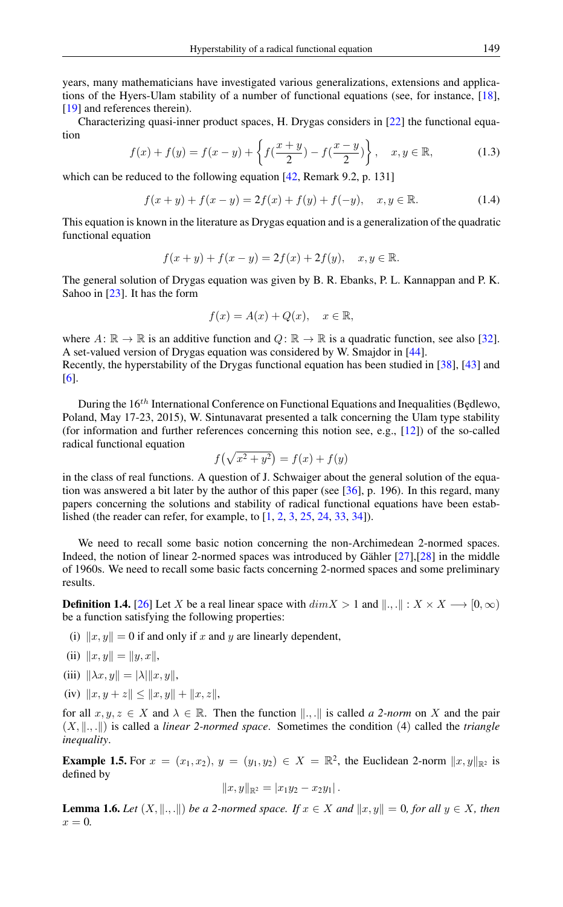years, many mathematicians have investigated various generalizations, extensions and applications of the Hyers-Ulam stability of a number of functional equations (see, for instance, [18], [19] and references therein).

Characterizing quasi-inner product spaces, H. Drygas considers in [22] the functional equation

$$f(x) + f(y) = f(x - y) + \left\{ f(\frac{x+y}{2}) - f(\frac{x-y}{2}) \right\}, \quad x, y \in \mathbb{R}, \tag{1.3}$$

which can be reduced to the following equation [42, Remark 9.2, p. 131]

$$f(x + y) + f(x - y) = 2f(x) + f(y) + f(-y), \quad x, y \in \mathbb{R}. \tag{1.4}$$

This equation is known in the literature as Drygas equation and is a generalization of the quadratic functional equation

$$f(x + y) + f(x - y) = 2f(x) + 2f(y), \quad x, y \in \mathbb{R}.$$

The general solution of Drygas equation was given by B. R. Ebanks, P. L. Kannappan and P. K. Sahoo in [23]. It has the form

$$f(x) = A(x) + Q(x), \quad x \in \mathbb{R},$$

where $A\colon \mathbb{R} \to \mathbb{R}$ is an additive function and $Q\colon \mathbb{R} \to \mathbb{R}$ is a quadratic function, see also [32]. A set-valued version of Drygas equation was considered by W. Smajdor in [44].
Recently, the hyperstability of the Drygas functional equation has been studied in [38], [43] and [6].

During the $16^{th}$ International Conference on Functional Equations and Inequalities (Będlewo, Poland, May 17-23, 2015), W. Sintunavarat presented a talk concerning the Ulam type stability (for information and further references concerning this notion see, e.g., [12]) of the so-called radical functional equation

$$f\big(\sqrt{x^2 + y^2}\big) = f(x) + f(y)$$

in the class of real functions. A question of J. Schwaiger about the general solution of the equation was answered a bit later by the author of this paper (see [36], p. 196). In this regard, many papers concerning the solutions and stability of radical functional equations have been established (the reader can refer, for example, to [1, 2, 3, 25, 24, 33, 34]).

We need to recall some basic notion concerning the non-Archimedean 2-normed spaces. Indeed, the notion of linear 2-normed spaces was introduced by Gähler [27],[28] in the middle of 1960s. We need to recall some basic facts concerning 2-normed spaces and some preliminary results.

**Definition 1.4.** [26] Let $X$ be a real linear space with $dim X > 1$ and $\|.,.\| : X \times X \longrightarrow [0, \infty)$ be a function satisfying the following properties:

(i) $\|x, y\| = 0$ if and only if $x$ and $y$ are linearly dependent,

(ii) $\|x, y\| = \|y, x\|$,

(iii) $\|\lambda x, y\| = |\lambda| \|x, y\|$,

(iv) $\|x, y + z\| \leq \|x, y\| + \|x, z\|$,

for all $x, y, z \in X$ and $\lambda \in \mathbb{R}$. Then the function $\|.,.\|$ is called *a 2-norm* on $X$ and the pair $(X, \|.,.\|)$ is called a *linear 2-normed space*. Sometimes the condition (4) called the *triangle inequality*.

**Example 1.5.** For $x = (x_1, x_2)$, $y = (y_1, y_2) \in X = \mathbb{R}^2$, the Euclidean 2-norm $\|x, y\|_{\mathbb{R}^2}$ is defined by

$$\|x, y\|_{\mathbb{R}^2} = |x_1 y_2 - x_2 y_1|.$$

**Lemma 1.6.** *Let $(X, \|.,.\|)$ be a 2-normed space. If $x \in X$ and $\|x, y\| = 0$, for all $y \in X$, then $x = 0$.*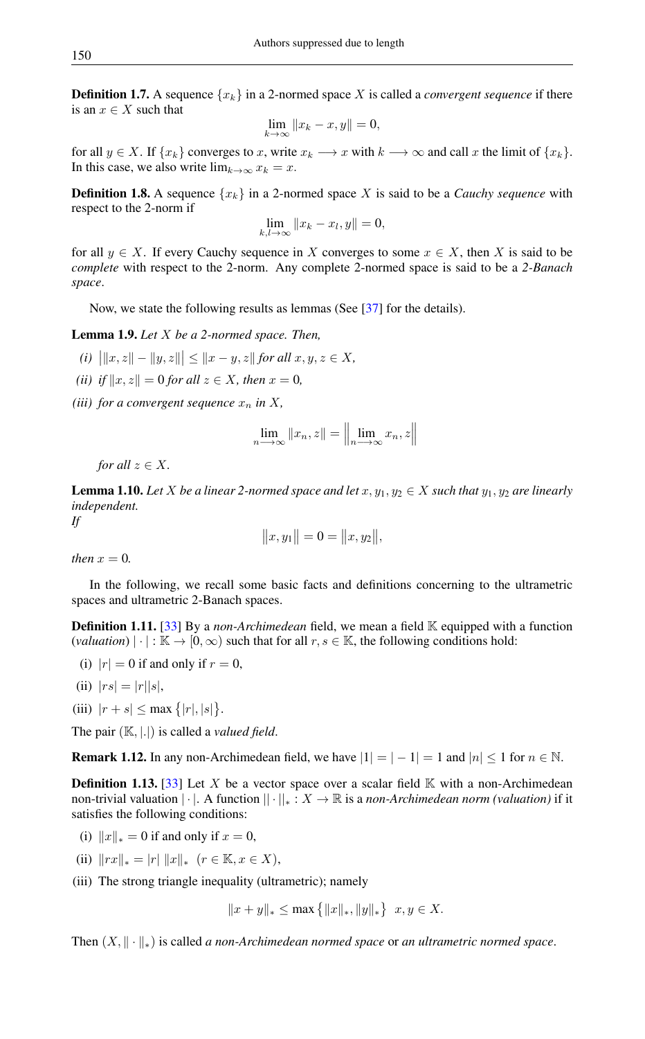**Definition 1.7.** A sequence $\{x_k\}$ in a 2-normed space $X$ is called a *convergent sequence* if there is an $x \in X$ such that

$$\lim_{k\to\infty} \|x_k - x, y\| = 0,$$

for all $y \in X$. If $\{x_k\}$ converges to $x$, write $x_k \longrightarrow x$ with $k \longrightarrow \infty$ and call $x$ the limit of $\{x_k\}$. In this case, we also write $\lim_{k\to\infty} x_k = x$.

**Definition 1.8.** A sequence $\{x_k\}$ in a 2-normed space $X$ is said to be a *Cauchy sequence* with respect to the 2-norm if

$$\lim_{k,l\to\infty} \|x_k - x_l, y\| = 0,$$

for all $y \in X$. If every Cauchy sequence in $X$ converges to some $x \in X$, then $X$ is said to be *complete* with respect to the 2-norm. Any complete 2-normed space is said to be a *2-Banach space*.

Now, we state the following results as lemmas (See [37] for the details).

**Lemma 1.9.** *Let $X$ be a 2-normed space. Then,*

*(i)* $\big|\|x, z\| - \|y, z\|\big| \leq \|x - y, z\|$ *for all $x, y, z \in X$,*

*(ii) if $\|x, z\| = 0$ for all $z \in X$, then $x = 0$,*

*(iii) for a convergent sequence $x_n$ in $X$,*

$$\lim_{n\longrightarrow\infty} \|x_n, z\| = \Big\|\lim_{n\longrightarrow\infty} x_n, z\Big\|$$

*for all $z \in X$.*

**Lemma 1.10.** *Let $X$ be a linear 2-normed space and let $x, y_1, y_2 \in X$ such that $y_1, y_2$ are linearly independent.*
*If*

$$\big\|x, y_1\big\| = 0 = \big\|x, y_2\big\|,$$

*then $x = 0$.*

In the following, we recall some basic facts and definitions concerning to the ultrametric spaces and ultrametric 2-Banach spaces.

**Definition 1.11.** [33] By a *non-Archimedean* field, we mean a field $\mathbb{K}$ equipped with a function (*valuation*) $|\cdot| : \mathbb{K} \to [0, \infty)$ such that for all $r, s \in \mathbb{K}$, the following conditions hold:

(i) $|r| = 0$ if and only if $r = 0$,

(ii) $|rs| = |r||s|$,

(iii) $|r + s| \leq \max\{|r|, |s|\}$.

The pair $(\mathbb{K}, |.|)$ is called a *valued field*.

**Remark 1.12.** In any non-Archimedean field, we have $|1| = |-1| = 1$ and $|n| \leq 1$ for $n \in \mathbb{N}$.

**Definition 1.13.** [33] Let $X$ be a vector space over a scalar field $\mathbb{K}$ with a non-Archimedean non-trivial valuation $|\cdot|$. A function $||\cdot||_* : X \to \mathbb{R}$ is a *non-Archimedean norm (valuation)* if it satisfies the following conditions:

(i) $\|x\|_* = 0$ if and only if $x = 0$,

(ii) $\|rx\|_* = |r| \; \|x\|_*$ $(r \in \mathbb{K}, x \in X)$,

(iii) The strong triangle inequality (ultrametric); namely

$$\|x + y\|_* \leq \max\{\|x\|_*, \|y\|_*\} \;\; x, y \in X.$$

Then $(X, \|\cdot\|_*)$ is called *a non-Archimedean normed space* or *an ultrametric normed space*.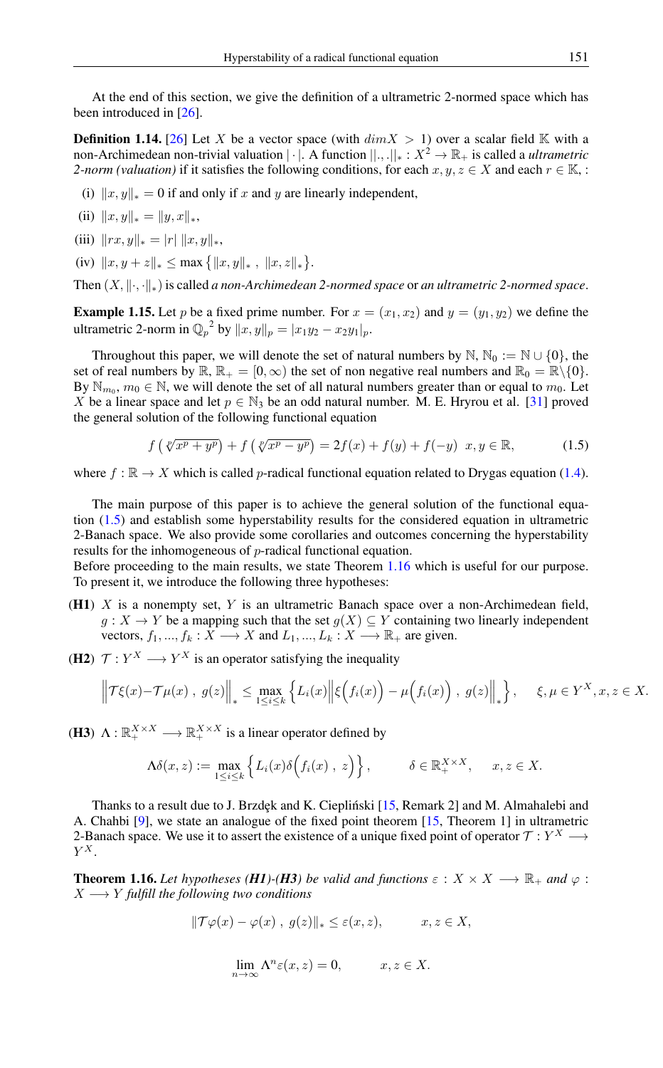At the end of this section, we give the definition of a ultrametric 2-normed space which has been introduced in [26].

**Definition 1.14.** [26] Let $X$ be a vector space (with $dimX > 1$) over a scalar field $\mathbb{K}$ with a non-Archimedean non-trivial valuation $|\cdot|$. A function $||.,.||_* : X^2 \to \mathbb{R}_+$ is called a *ultrametric 2-norm (valuation)* if it satisfies the following conditions, for each $x, y, z \in X$ and each $r \in \mathbb{K}$, :

(i) $\|x, y\|_* = 0$ if and only if $x$ and $y$ are linearly independent,

(ii) $\|x, y\|_* = \|y, x\|_*$,

(iii) $\|rx, y\|_* = |r| \, \|x, y\|_*$,

(iv) $\|x, y + z\|_* \leq \max\left\{\|x, y\|_*\, , \ \|x, z\|_*\right\}$.

Then $(X, \|\cdot, \cdot\|_*)$ is called *a non-Archimedean 2-normed space* or *an ultrametric 2-normed space*.

**Example 1.15.** Let $p$ be a fixed prime number. For $x = (x_1, x_2)$ and $y = (y_1, y_2)$ we define the ultrametric 2-norm in ${\mathbb{Q}_p}^2$ by $\|x, y\|_p = |x_1 y_2 - x_2 y_1|_p$.

Throughout this paper, we will denote the set of natural numbers by $\mathbb{N}$, $\mathbb{N}_0 := \mathbb{N} \cup \{0\}$, the set of real numbers by $\mathbb{R}$, $\mathbb{R}_+ = [0, \infty)$ the set of non negative real numbers and $\mathbb{R}_0 = \mathbb{R}\backslash\{0\}$. By $\mathbb{N}_{m_0}$, $m_0 \in \mathbb{N}$, we will denote the set of all natural numbers greater than or equal to $m_0$. Let $X$ be a linear space and let $p \in \mathbb{N}_3$ be an odd natural number. M. E. Hryrou et al. [31] proved the general solution of the following functional equation

$$f\left(\sqrt[p]{x^p + y^p}\right) + f\left(\sqrt[p]{x^p - y^p}\right) = 2f(x) + f(y) + f(-y) \quad x, y \in \mathbb{R}, \tag{1.5}$$

where $f : \mathbb{R} \to X$ which is called $p$-radical functional equation related to Drygas equation (1.4).

The main purpose of this paper is to achieve the general solution of the functional equation (1.5) and establish some hyperstability results for the considered equation in ultrametric 2-Banach space. We also provide some corollaries and outcomes concerning the hyperstability results for the inhomogeneous of $p$-radical functional equation.
Before proceeding to the main results, we state Theorem 1.16 which is useful for our purpose. To present it, we introduce the following three hypotheses:

**(H1)** $X$ is a nonempty set, $Y$ is an ultrametric Banach space over a non-Archimedean field, $g : X \to Y$ be a mapping such that the set $g(X) \subseteq Y$ containing two linearly independent vectors, $f_1, ..., f_k : X \longrightarrow X$ and $L_1, ..., L_k : X \longrightarrow \mathbb{R}_+$ are given.

**(H2)** $\mathcal{T} : Y^X \longrightarrow Y^X$ is an operator satisfying the inequality

$$\Big\|\mathcal{T}\xi(x) - \mathcal{T}\mu(x)\, , \ g(z)\Big\|_* \leq \max_{1\leq i\leq k}\left\{L_i(x)\Big\|\xi\Big(f_i(x)\Big) - \mu\Big(f_i(x)\Big)\, , \ g(z)\Big\|_*\right\}, \quad \xi, \mu \in Y^X, x, z \in X.$$

**(H3)** $\Lambda : \mathbb{R}_+^{X\times X} \longrightarrow \mathbb{R}_+^{X\times X}$ is a linear operator defined by

$$\Lambda\delta(x, z) := \max_{1\leq i\leq k}\left\{L_i(x)\delta\Big(f_i(x)\, , \ z\Big)\right\}, \qquad \delta \in \mathbb{R}_+^{X\times X}, \quad x, z \in X.$$

Thanks to a result due to J. Brzdęk and K. Ciepliński [15, Remark 2] and M. Almahalebi and A. Chahbi [9], we state an analogue of the fixed point theorem [15, Theorem 1] in ultrametric 2-Banach space. We use it to assert the existence of a unique fixed point of operator $\mathcal{T} : Y^X \longrightarrow Y^X$.

**Theorem 1.16.** *Let hypotheses **(H1)**-**(H3)** be valid and functions $\varepsilon : X \times X \longrightarrow \mathbb{R}_+$ and $\varphi : X \longrightarrow Y$ fulfill the following two conditions*

$$\|\mathcal{T}\varphi(x) - \varphi(x)\, , \ g(z)\|_* \leq \varepsilon(x, z), \qquad x, z \in X,$$

$$\lim_{n\to\infty} \Lambda^n \varepsilon(x, z) = 0, \qquad x, z \in X.$$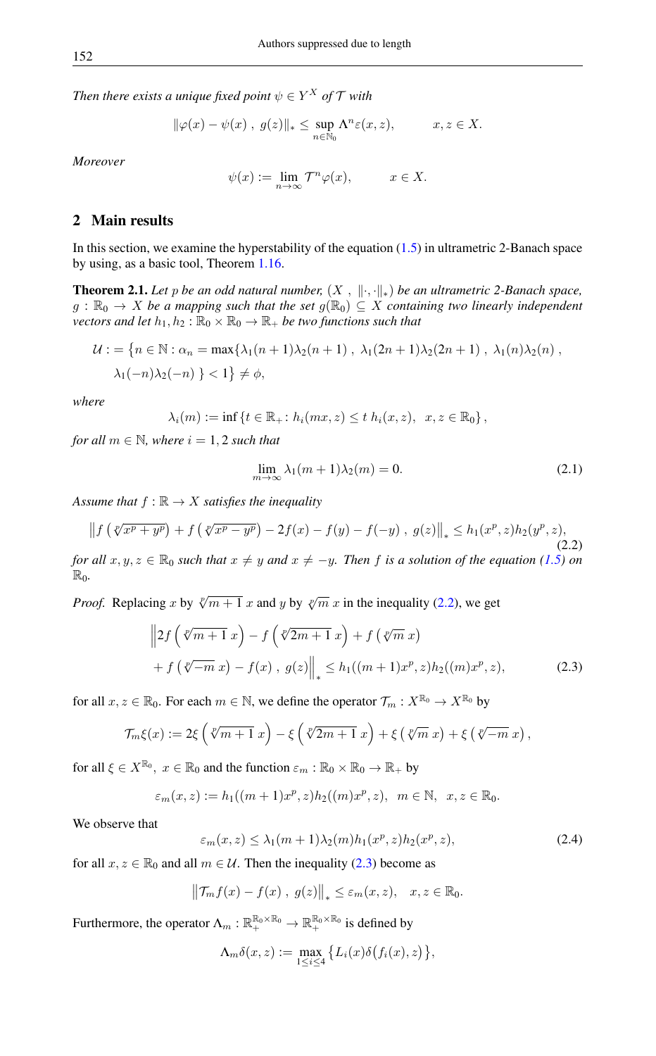*Then there exists a unique fixed point $\psi \in Y^X$ of $\mathcal{T}$ with*

$$\|\varphi(x) - \psi(x)\ ,\ g(z)\|_* \le \sup_{n\in\mathbb{N}_0} \Lambda^n \varepsilon(x,z), \qquad x, z \in X.$$

*Moreover*

$$\psi(x) := \lim_{n\to\infty} \mathcal{T}^n \varphi(x), \qquad x \in X.$$

## 2 Main results

In this section, we examine the hyperstability of the equation (1.5) in ultrametric 2-Banach space by using, as a basic tool, Theorem 1.16.

**Theorem 2.1.** *Let $p$ be an odd natural number, $(X\ ,\ \|\cdot,\cdot\|_*)$ be an ultrametric 2-Banach space, $g : \mathbb{R}_0 \to X$ be a mapping such that the set $g(\mathbb{R}_0) \subseteq X$ containing two linearly independent vectors and let $h_1, h_2 : \mathbb{R}_0 \times \mathbb{R}_0 \to \mathbb{R}_+$ be two functions such that*

$$\begin{aligned}\mathcal{U} := \big\{n \in \mathbb{N} : \alpha_n = \max\{&\lambda_1(n+1)\lambda_2(n+1)\ ,\ \lambda_1(2n+1)\lambda_2(2n+1)\ ,\ \lambda_1(n)\lambda_2(n)\ ,\\ &\lambda_1(-n)\lambda_2(-n)\ \} < 1\big\} \neq \phi,\end{aligned}$$

*where*

$$\lambda_i(m) := \inf\left\{t \in \mathbb{R}_+ : h_i(mx, z) \le t\ h_i(x,z),\ \ x, z \in \mathbb{R}_0\right\},$$

*for all $m \in \mathbb{N}$, where $i = 1, 2$ such that*

$$\lim_{m\to\infty} \lambda_1(m+1)\lambda_2(m) = 0. \tag{2.1}$$

*Assume that $f : \mathbb{R} \to X$ satisfies the inequality*

$$\left\|f\left(\sqrt[p]{x^p + y^p}\right) + f\left(\sqrt[p]{x^p - y^p}\right) - 2f(x) - f(y) - f(-y)\ ,\ g(z)\right\|_* \le h_1(x^p, z)h_2(y^p, z), \tag{2.2}$$

*for all $x, y, z \in \mathbb{R}_0$ such that $x \neq y$ and $x \neq -y$. Then $f$ is a solution of the equation (1.5) on $\mathbb{R}_0$.*

*Proof.* Replacing $x$ by $\sqrt[p]{m+1}\ x$ and $y$ by $\sqrt[p]{m}\ x$ in the inequality (2.2), we get

$$\begin{aligned}&\Big\|2f\left(\sqrt[p]{m+1}\ x\right) - f\left(\sqrt[p]{2m+1}\ x\right) + f\left(\sqrt[p]{m}\ x\right)\\ &\quad + f\left(\sqrt[p]{-m}\ x\right) - f(x)\ ,\ g(z)\Big\|_* \le h_1((m+1)x^p, z)h_2((m)x^p, z),\end{aligned} \tag{2.3}$$

for all $x, z \in \mathbb{R}_0$. For each $m \in \mathbb{N}$, we define the operator $\mathcal{T}_m : X^{\mathbb{R}_0} \to X^{\mathbb{R}_0}$ by

$$\mathcal{T}_m \xi(x) := 2\xi\left(\sqrt[p]{m+1}\ x\right) - \xi\left(\sqrt[p]{2m+1}\ x\right) + \xi\left(\sqrt[p]{m}\ x\right) + \xi\left(\sqrt[p]{-m}\ x\right),$$

for all $\xi \in X^{\mathbb{R}_0},\ x \in \mathbb{R}_0$ and the function $\varepsilon_m : \mathbb{R}_0 \times \mathbb{R}_0 \to \mathbb{R}_+$ by

$$\varepsilon_m(x,z) := h_1((m+1)x^p, z)h_2((m)x^p, z),\ \ m \in \mathbb{N},\ \ x, z \in \mathbb{R}_0.$$

We observe that

$$\varepsilon_m(x,z) \le \lambda_1(m+1)\lambda_2(m)h_1(x^p, z)h_2(x^p, z), \tag{2.4}$$

for all $x, z \in \mathbb{R}_0$ and all $m \in \mathcal{U}$. Then the inequality (2.3) become as

$$\left\|\mathcal{T}_m f(x) - f(x)\ ,\ g(z)\right\|_* \le \varepsilon_m(x,z), \quad x, z \in \mathbb{R}_0.$$

Furthermore, the operator $\Lambda_m : \mathbb{R}_+^{\mathbb{R}_0\times\mathbb{R}_0} \to \mathbb{R}_+^{\mathbb{R}_0\times\mathbb{R}_0}$ is defined by

$$\Lambda_m \delta(x,z) := \max_{1\le i\le 4}\left\{L_i(x)\delta\big(f_i(x), z\big)\right\},$$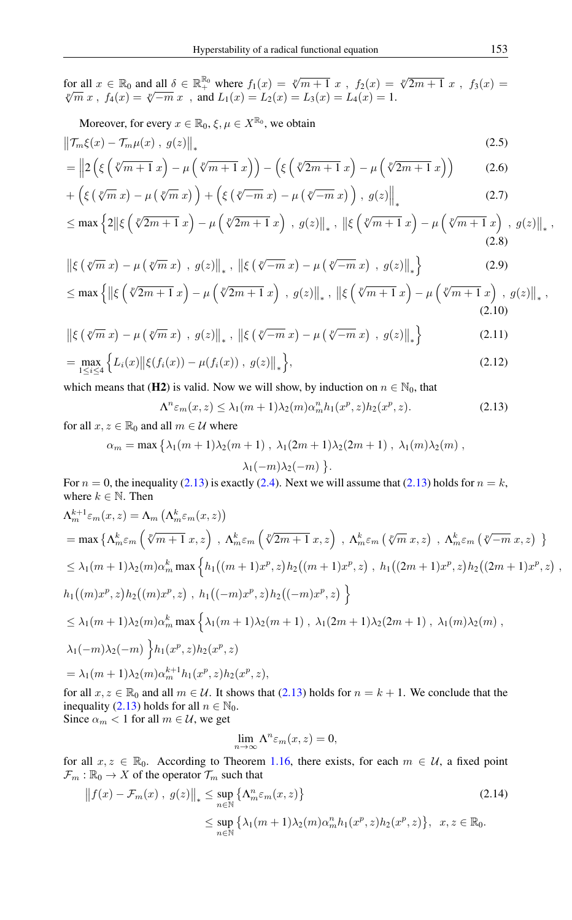for all $x \in \mathbb{R}_0$ and all $\delta \in \mathbb{R}_+^{\mathbb{R}_0}$ where $f_1(x) = \sqrt[p]{m+1}\ x$ , $f_2(x) = \sqrt[p]{2m+1}\ x$ , $f_3(x) = \sqrt[p]{m}\ x$ , $f_4(x) = \sqrt[p]{-m}\ x$ , and $L_1(x) = L_2(x) = L_3(x) = L_4(x) = 1$.

Moreover, for every $x \in \mathbb{R}_0$, $\xi, \mu \in X^{\mathbb{R}_0}$, we obtain

$$
\begin{aligned}
&\left\|\mathcal{T}_m\xi(x) - \mathcal{T}_m\mu(x)\ ,\ g(z)\right\|_* && (2.5)\\
&= \Big\|2\left(\xi\left(\sqrt[p]{m+1}\ x\right) - \mu\left(\sqrt[p]{m+1}\ x\right)\right) - \left(\xi\left(\sqrt[p]{2m+1}\ x\right) - \mu\left(\sqrt[p]{2m+1}\ x\right)\right) && (2.6)\\
&+ \left(\xi\left(\sqrt[p]{m}\ x\right) - \mu\left(\sqrt[p]{m}\ x\right)\right) + \left(\xi\left(\sqrt[p]{-m}\ x\right) - \mu\left(\sqrt[p]{-m}\ x\right)\right)\ ,\ g(z)\Big\|_* && (2.7)\\
&\leq \max\Big\{2\left\|\xi\left(\sqrt[p]{2m+1}\ x\right) - \mu\left(\sqrt[p]{2m+1}\ x\right)\ ,\ g(z)\right\|_*\ ,\ \left\|\xi\left(\sqrt[p]{m+1}\ x\right) - \mu\left(\sqrt[p]{m+1}\ x\right)\ ,\ g(z)\right\|_*\ , && (2.8)\\
&\left\|\xi\left(\sqrt[p]{m}\ x\right) - \mu\left(\sqrt[p]{m}\ x\right)\ ,\ g(z)\right\|_*\ ,\ \left\|\xi\left(\sqrt[p]{-m}\ x\right) - \mu\left(\sqrt[p]{-m}\ x\right)\ ,\ g(z)\right\|_*\Big\} && (2.9)\\
&\leq \max\Big\{\left\|\xi\left(\sqrt[p]{2m+1}\ x\right) - \mu\left(\sqrt[p]{2m+1}\ x\right)\ ,\ g(z)\right\|_*\ ,\ \left\|\xi\left(\sqrt[p]{m+1}\ x\right) - \mu\left(\sqrt[p]{m+1}\ x\right)\ ,\ g(z)\right\|_*\ , && (2.10)\\
&\left\|\xi\left(\sqrt[p]{m}\ x\right) - \mu\left(\sqrt[p]{m}\ x\right)\ ,\ g(z)\right\|_*\ ,\ \left\|\xi\left(\sqrt[p]{-m}\ x\right) - \mu\left(\sqrt[p]{-m}\ x\right)\ ,\ g(z)\right\|_*\Big\} && (2.11)\\
&= \max_{1\leq i\leq 4}\Big\{L_i(x)\left\|\xi(f_i(x)) - \mu(f_i(x))\ ,\ g(z)\right\|_*\Big\}, && (2.12)
\end{aligned}
$$

which means that (**H2**) is valid. Now we will show, by induction on $n \in \mathbb{N}_0$, that

$$\Lambda^n\varepsilon_m(x,z) \leq \lambda_1(m+1)\lambda_2(m)\alpha_m^n h_1(x^p,z)h_2(x^p,z). \tag{2.13}$$

for all $x, z \in \mathbb{R}_0$ and all $m \in \mathcal{U}$ where

$$\alpha_m = \max\left\{\lambda_1(m+1)\lambda_2(m+1)\ ,\ \lambda_1(2m+1)\lambda_2(2m+1)\ ,\ \lambda_1(m)\lambda_2(m)\ ,\ \lambda_1(-m)\lambda_2(-m)\ \right\}.$$

For $n = 0$, the inequality (2.13) is exactly (2.4). Next we will assume that (2.13) holds for $n = k$, where $k \in \mathbb{N}$. Then

$$
\begin{aligned}
&\Lambda_m^{k+1}\varepsilon_m(x,z) = \Lambda_m\left(\Lambda_m^k\varepsilon_m(x,z)\right)\\
&= \max\left\{\Lambda_m^k\varepsilon_m\left(\sqrt[p]{m+1}\ x, z\right)\ ,\ \Lambda_m^k\varepsilon_m\left(\sqrt[p]{2m+1}\ x, z\right)\ ,\ \Lambda_m^k\varepsilon_m\left(\sqrt[p]{m}\ x, z\right)\ ,\ \Lambda_m^k\varepsilon_m\left(\sqrt[p]{-m}\ x, z\right)\ \right\}\\
&\leq \lambda_1(m+1)\lambda_2(m)\alpha_m^k\max\Big\{h_1\big((m+1)x^p,z\big)h_2\big((m+1)x^p,z\big)\ ,\ h_1\big((2m+1)x^p,z\big)h_2\big((2m+1)x^p,z\big)\ ,\\
&h_1\big((m)x^p,z\big)h_2\big((m)x^p,z\big)\ ,\ h_1\big((-m)x^p,z\big)h_2\big((-m)x^p,z\big)\ \Big\}\\
&\leq \lambda_1(m+1)\lambda_2(m)\alpha_m^k\max\Big\{\lambda_1(m+1)\lambda_2(m+1)\ ,\ \lambda_1(2m+1)\lambda_2(2m+1)\ ,\ \lambda_1(m)\lambda_2(m)\ ,\\
&\lambda_1(-m)\lambda_2(-m)\ \Big\}h_1(x^p,z)h_2(x^p,z)\\
&= \lambda_1(m+1)\lambda_2(m)\alpha_m^{k+1}h_1(x^p,z)h_2(x^p,z),
\end{aligned}
$$

for all $x, z \in \mathbb{R}_0$ and all $m \in \mathcal{U}$. It shows that (2.13) holds for $n = k+1$. We conclude that the inequality (2.13) holds for all $n \in \mathbb{N}_0$.
Since $\alpha_m < 1$ for all $m \in \mathcal{U}$, we get

$$\lim_{n\to\infty}\Lambda^n\varepsilon_m(x,z) = 0,$$

for all $x, z \in \mathbb{R}_0$. According to Theorem 1.16, there exists, for each $m \in \mathcal{U}$, a fixed point $\mathcal{F}_m : \mathbb{R}_0 \to X$ of the operator $\mathcal{T}_m$ such that

$$
\begin{aligned}
\left\|f(x) - \mathcal{F}_m(x)\ ,\ g(z)\right\|_* &\leq \sup_{n\in\mathbb{N}}\left\{\Lambda_m^n\varepsilon_m(x,z)\right\} && (2.14)\\
&\leq \sup_{n\in\mathbb{N}}\left\{\lambda_1(m+1)\lambda_2(m)\alpha_m^n h_1(x^p,z)h_2(x^p,z)\right\},\quad x,z \in \mathbb{R}_0.
\end{aligned}
$$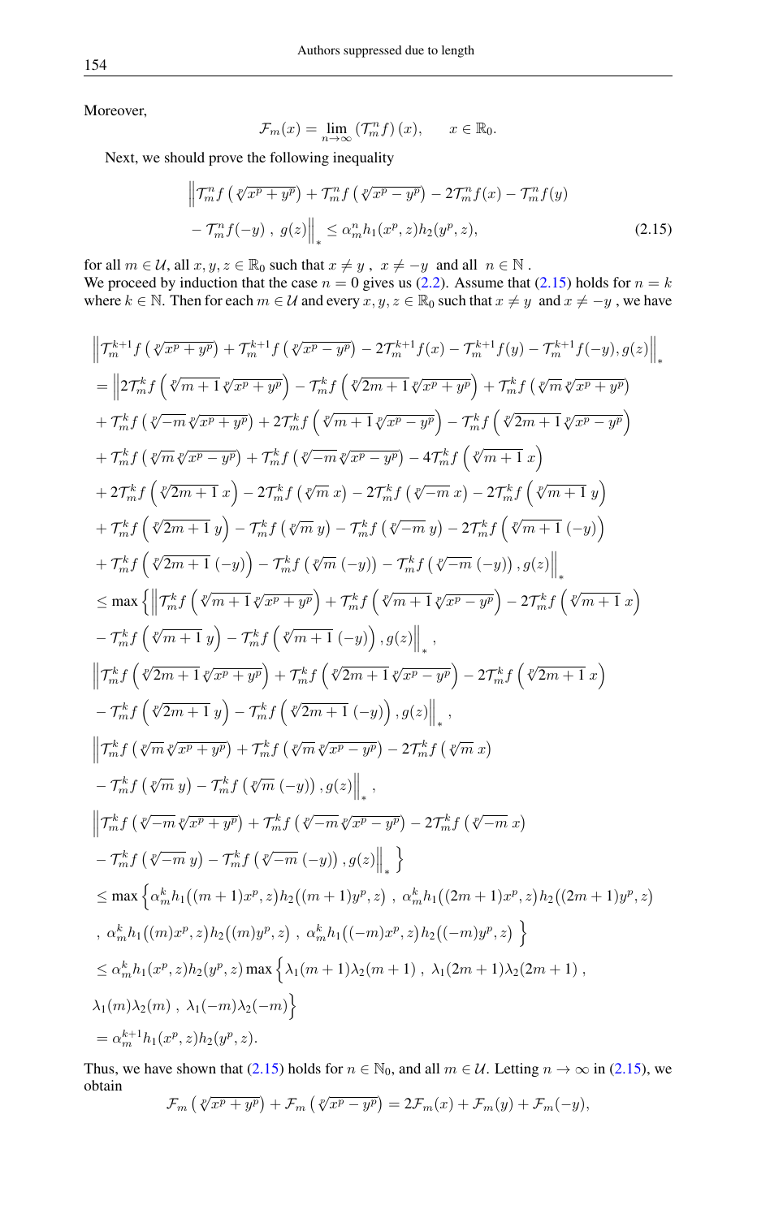Moreover,

$$\mathcal{F}_m(x) = \lim_{n\to\infty} \left(\mathcal{T}_m^n f\right)(x), \qquad x \in \mathbb{R}_0.$$

Next, we should prove the following inequality

$$\begin{aligned}
&\Big\|\mathcal{T}_m^n f\left(\sqrt[p]{x^p+y^p}\right) + \mathcal{T}_m^n f\left(\sqrt[p]{x^p-y^p}\right) - 2\mathcal{T}_m^n f(x) - \mathcal{T}_m^n f(y) \\
&- \mathcal{T}_m^n f(-y)\ ,\ g(z)\Big\|_* \le \alpha_m^n h_1(x^p, z) h_2(y^p, z), \qquad (2.15)
\end{aligned}$$

for all $m \in \mathcal{U}$, all $x, y, z \in \mathbb{R}_0$ such that $x \neq y$ , $x \neq -y$ and all $n \in \mathbb{N}$ .
We proceed by induction that the case $n = 0$ gives us (2.2). Assume that (2.15) holds for $n = k$ where $k \in \mathbb{N}$. Then for each $m \in \mathcal{U}$ and every $x, y, z \in \mathbb{R}_0$ such that $x \neq y$ and $x \neq -y$ , we have

$$\begin{aligned}
&\Big\|\mathcal{T}_m^{k+1} f\left(\sqrt[p]{x^p+y^p}\right) + \mathcal{T}_m^{k+1} f\left(\sqrt[p]{x^p-y^p}\right) - 2\mathcal{T}_m^{k+1} f(x) - \mathcal{T}_m^{k+1} f(y) - \mathcal{T}_m^{k+1} f(-y), g(z)\Big\|_* \\
&= \Big\|2\mathcal{T}_m^k f\left(\sqrt[p]{m+1}\sqrt[p]{x^p+y^p}\right) - \mathcal{T}_m^k f\left(\sqrt[p]{2m+1}\sqrt[p]{x^p+y^p}\right) + \mathcal{T}_m^k f\left(\sqrt[p]{m}\sqrt[p]{x^p+y^p}\right) \\
&+ \mathcal{T}_m^k f\left(\sqrt[p]{-m}\sqrt[p]{x^p+y^p}\right) + 2\mathcal{T}_m^k f\left(\sqrt[p]{m+1}\sqrt[p]{x^p-y^p}\right) - \mathcal{T}_m^k f\left(\sqrt[p]{2m+1}\sqrt[p]{x^p-y^p}\right) \\
&+ \mathcal{T}_m^k f\left(\sqrt[p]{m}\sqrt[p]{x^p-y^p}\right) + \mathcal{T}_m^k f\left(\sqrt[p]{-m}\sqrt[p]{x^p-y^p}\right) - 4\mathcal{T}_m^k f\left(\sqrt[p]{m+1}\ x\right) \\
&+ 2\mathcal{T}_m^k f\left(\sqrt[p]{2m+1}\ x\right) - 2\mathcal{T}_m^k f\left(\sqrt[p]{m}\ x\right) - 2\mathcal{T}_m^k f\left(\sqrt[p]{-m}\ x\right) - 2\mathcal{T}_m^k f\left(\sqrt[p]{m+1}\ y\right) \\
&+ \mathcal{T}_m^k f\left(\sqrt[p]{2m+1}\ y\right) - \mathcal{T}_m^k f\left(\sqrt[p]{m}\ y\right) - \mathcal{T}_m^k f\left(\sqrt[p]{-m}\ y\right) - 2\mathcal{T}_m^k f\left(\sqrt[p]{m+1}\ (-y)\right) \\
&+ \mathcal{T}_m^k f\left(\sqrt[p]{2m+1}\ (-y)\right) - \mathcal{T}_m^k f\left(\sqrt[p]{m}\ (-y)\right) - \mathcal{T}_m^k f\left(\sqrt[p]{-m}\ (-y)\right), g(z)\Big\|_* \\
&\le \max\Big\{\Big\|\mathcal{T}_m^k f\left(\sqrt[p]{m+1}\sqrt[p]{x^p+y^p}\right) + \mathcal{T}_m^k f\left(\sqrt[p]{m+1}\sqrt[p]{x^p-y^p}\right) - 2\mathcal{T}_m^k f\left(\sqrt[p]{m+1}\ x\right) \\
&- \mathcal{T}_m^k f\left(\sqrt[p]{m+1}\ y\right) - \mathcal{T}_m^k f\left(\sqrt[p]{m+1}\ (-y)\right), g(z)\Big\|_*, \\
&\Big\|\mathcal{T}_m^k f\left(\sqrt[p]{2m+1}\sqrt[p]{x^p+y^p}\right) + \mathcal{T}_m^k f\left(\sqrt[p]{2m+1}\sqrt[p]{x^p-y^p}\right) - 2\mathcal{T}_m^k f\left(\sqrt[p]{2m+1}\ x\right) \\
&- \mathcal{T}_m^k f\left(\sqrt[p]{2m+1}\ y\right) - \mathcal{T}_m^k f\left(\sqrt[p]{2m+1}\ (-y)\right), g(z)\Big\|_*, \\
&\Big\|\mathcal{T}_m^k f\left(\sqrt[p]{m}\sqrt[p]{x^p+y^p}\right) + \mathcal{T}_m^k f\left(\sqrt[p]{m}\sqrt[p]{x^p-y^p}\right) - 2\mathcal{T}_m^k f\left(\sqrt[p]{m}\ x\right) \\
&- \mathcal{T}_m^k f\left(\sqrt[p]{m}\ y\right) - \mathcal{T}_m^k f\left(\sqrt[p]{m}\ (-y)\right), g(z)\Big\|_*, \\
&\Big\|\mathcal{T}_m^k f\left(\sqrt[p]{-m}\sqrt[p]{x^p+y^p}\right) + \mathcal{T}_m^k f\left(\sqrt[p]{-m}\sqrt[p]{x^p-y^p}\right) - 2\mathcal{T}_m^k f\left(\sqrt[p]{-m}\ x\right) \\
&- \mathcal{T}_m^k f\left(\sqrt[p]{-m}\ y\right) - \mathcal{T}_m^k f\left(\sqrt[p]{-m}\ (-y)\right), g(z)\Big\|_*\Big\} \\
&\le \max\Big\{\alpha_m^k h_1\big((m+1)x^p, z\big) h_2\big((m+1)y^p, z\big)\ ,\ \alpha_m^k h_1\big((2m+1)x^p, z\big) h_2\big((2m+1)y^p, z\big) \\
&,\ \alpha_m^k h_1\big((m)x^p, z\big) h_2\big((m)y^p, z\big)\ ,\ \alpha_m^k h_1\big((-m)x^p, z\big) h_2\big((-m)y^p, z\big)\Big\} \\
&\le \alpha_m^k h_1(x^p, z) h_2(y^p, z) \max\Big\{\lambda_1(m+1)\lambda_2(m+1)\ ,\ \lambda_1(2m+1)\lambda_2(2m+1)\ , \\
&\lambda_1(m)\lambda_2(m)\ ,\ \lambda_1(-m)\lambda_2(-m)\Big\} \\
&= \alpha_m^{k+1} h_1(x^p, z) h_2(y^p, z).
\end{aligned}$$

Thus, we have shown that (2.15) holds for $n \in \mathbb{N}_0$, and all $m \in \mathcal{U}$. Letting $n \to \infty$ in (2.15), we obtain

$$\mathcal{F}_m\left(\sqrt[p]{x^p+y^p}\right) + \mathcal{F}_m\left(\sqrt[p]{x^p-y^p}\right) = 2\mathcal{F}_m(x) + \mathcal{F}_m(y) + \mathcal{F}_m(-y),$$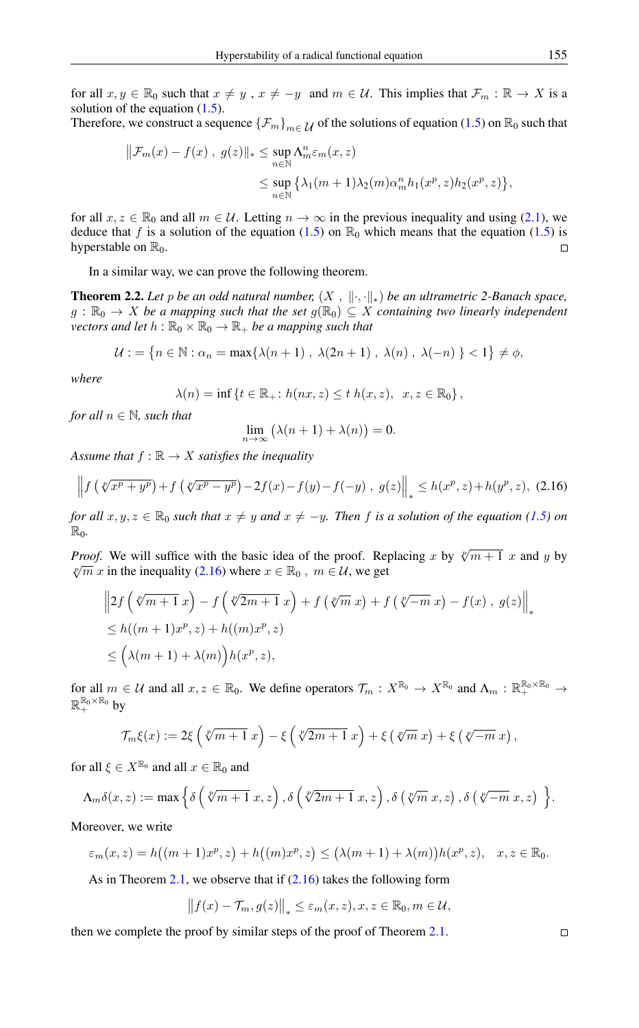for all $x, y \in \mathbb{R}_0$ such that $x \neq y$ , $x \neq -y$ and $m \in \mathcal{U}$. This implies that $\mathcal{F}_m : \mathbb{R} \to X$ is a solution of the equation (1.5).
Therefore, we construct a sequence $\{\mathcal{F}_m\}_{m\in \mathcal{U}}$ of the solutions of equation (1.5) on $\mathbb{R}_0$ such that

$$
\begin{aligned}
\left\|\mathcal{F}_m(x) - f(x)\ ,\ g(z)\right\|_* &\leq \sup_{n\in\mathbb{N}} \Lambda_m^n \varepsilon_m(x,z) \\
&\leq \sup_{n\in\mathbb{N}} \left\{\lambda_1(m+1)\lambda_2(m)\alpha_m^n h_1(x^p,z)h_2(x^p,z)\right\},
\end{aligned}
$$

for all $x, z \in \mathbb{R}_0$ and all $m \in \mathcal{U}$. Letting $n \to \infty$ in the previous inequality and using (2.1), we deduce that $f$ is a solution of the equation (1.5) on $\mathbb{R}_0$ which means that the equation (1.5) is hyperstable on $\mathbb{R}_0$. □

In a similar way, we can prove the following theorem.

**Theorem 2.2.** *Let $p$ be an odd natural number, $(X\ ,\ \|\cdot,\cdot\|_*)$ be an ultrametric 2-Banach space, $g : \mathbb{R}_0 \to X$ be a mapping such that the set $g(\mathbb{R}_0) \subseteq X$ containing two linearly independent vectors and let $h : \mathbb{R}_0 \times \mathbb{R}_0 \to \mathbb{R}_+$ be a mapping such that*

$$
\mathcal{U} := \left\{n \in \mathbb{N} : \alpha_n = \max\{\lambda(n+1)\ ,\ \lambda(2n+1)\ ,\ \lambda(n)\ ,\ \lambda(-n)\ \} < 1\right\} \neq \phi,
$$

*where*

$$
\lambda(n) = \inf\left\{t \in \mathbb{R}_+ : h(nx,z) \leq t\, h(x,z),\ \ x,z \in \mathbb{R}_0\right\},
$$

*for all $n \in \mathbb{N}$, such that*

$$
\lim_{n\to\infty} \left(\lambda(n+1) + \lambda(n)\right) = 0.
$$

*Assume that $f : \mathbb{R} \to X$ satisfies the inequality*

$$
\left\|f\left(\sqrt[p]{x^p+y^p}\right) + f\left(\sqrt[p]{x^p-y^p}\right) - 2f(x) - f(y) - f(-y)\ ,\ g(z)\right\|_* \leq h(x^p,z) + h(y^p,z), \quad (2.16)
$$

*for all $x, y, z \in \mathbb{R}_0$ such that $x \neq y$ and $x \neq -y$. Then $f$ is a solution of the equation (1.5) on $\mathbb{R}_0$.*

*Proof.* We will suffice with the basic idea of the proof. Replacing $x$ by $\sqrt[p]{m+1}\ x$ and $y$ by $\sqrt[p]{m}\ x$ in the inequality (2.16) where $x \in \mathbb{R}_0$ , $m \in \mathcal{U}$, we get

$$
\begin{aligned}
&\left\|2f\left(\sqrt[p]{m+1}\ x\right) - f\left(\sqrt[p]{2m+1}\ x\right) + f\left(\sqrt[p]{m}\ x\right) + f\left(\sqrt[p]{-m}\ x\right) - f(x)\ ,\ g(z)\right\|_* \\
&\leq h((m+1)x^p,z) + h((m)x^p,z) \\
&\leq \Big(\lambda(m+1) + \lambda(m)\Big)h(x^p,z),
\end{aligned}
$$

for all $m \in \mathcal{U}$ and all $x, z \in \mathbb{R}_0$. We define operators $\mathcal{T}_m : X^{\mathbb{R}_0} \to X^{\mathbb{R}_0}$ and $\Lambda_m : \mathbb{R}_+^{\mathbb{R}_0\times\mathbb{R}_0} \to \mathbb{R}_+^{\mathbb{R}_0\times\mathbb{R}_0}$ by

$$
\mathcal{T}_m\xi(x) := 2\xi\left(\sqrt[p]{m+1}\ x\right) - \xi\left(\sqrt[p]{2m+1}\ x\right) + \xi\left(\sqrt[p]{m}\ x\right) + \xi\left(\sqrt[p]{-m}\ x\right),
$$

for all $\xi \in X^{\mathbb{R}_0}$ and all $x \in \mathbb{R}_0$ and

$$
\Lambda_m\delta(x,z) := \max\left\{\delta\left(\sqrt[p]{m+1}\ x,z\right), \delta\left(\sqrt[p]{2m+1}\ x,z\right), \delta\left(\sqrt[p]{m}\ x,z\right), \delta\left(\sqrt[p]{-m}\ x,z\right)\ \right\}.
$$

Moreover, we write

$$
\varepsilon_m(x,z) = h\big((m+1)x^p,z\big) + h\big((m)x^p,z\big) \leq \big(\lambda(m+1) + \lambda(m)\big)h(x^p,z), \quad x,z \in \mathbb{R}_0.
$$

As in Theorem 2.1, we observe that if (2.16) takes the following form

$$
\left\|f(x) - \mathcal{T}_m, g(z)\right\|_* \leq \varepsilon_m(x,z), x,z \in \mathbb{R}_0, m \in \mathcal{U},
$$

then we complete the proof by similar steps of the proof of Theorem 2.1. □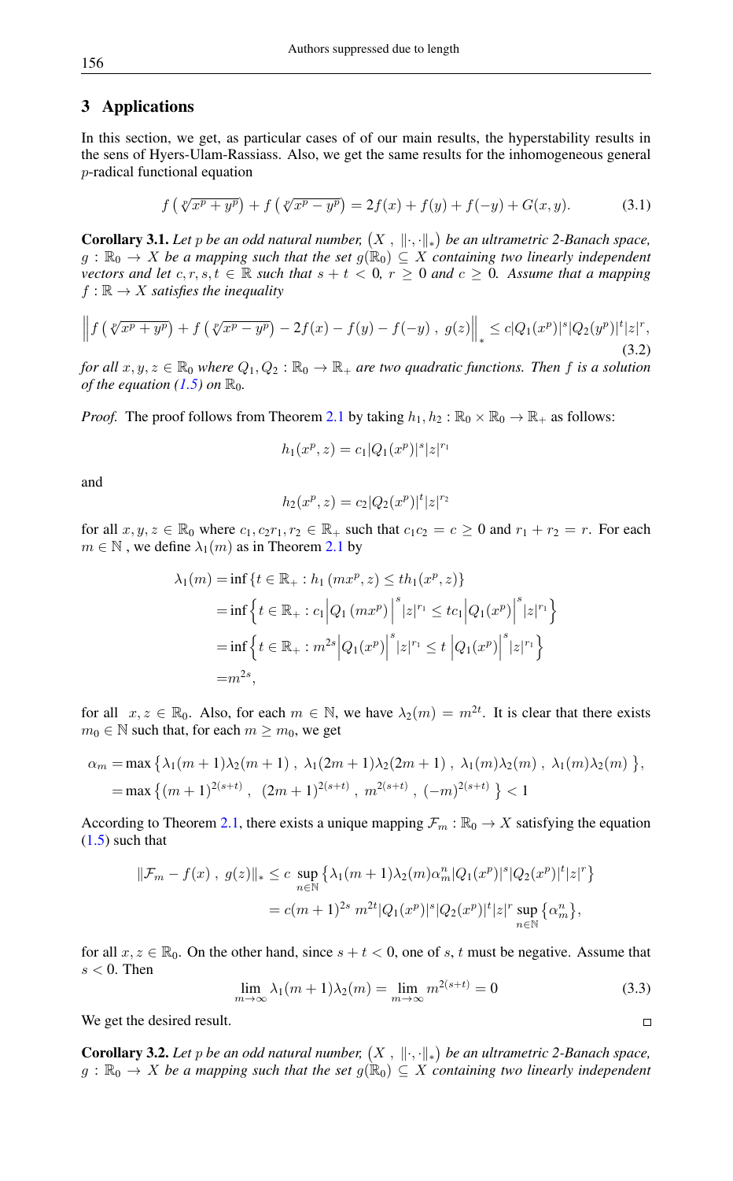## 3 Applications

In this section, we get, as particular cases of of our main results, the hyperstability results in the sens of Hyers-Ulam-Rassiass. Also, we get the same results for the inhomogeneous general $p$-radical functional equation

$$f\left(\sqrt[p]{x^p+y^p}\right)+f\left(\sqrt[p]{x^p-y^p}\right)=2f(x)+f(y)+f(-y)+G(x,y). \tag{3.1}$$

**Corollary 3.1.** *Let $p$ be an odd natural number, $\left(X\ ,\ \|\cdot,\cdot\|_*\right)$ be an ultrametric 2-Banach space, $g:\mathbb{R}_0\to X$ be a mapping such that the set $g(\mathbb{R}_0)\subseteq X$ containing two linearly independent vectors and let $c,r,s,t\in\mathbb{R}$ such that $s+t<0$, $r\geq 0$ and $c\geq 0$. Assume that a mapping $f:\mathbb{R}\to X$ satisfies the inequality*

$$\left\|f\left(\sqrt[p]{x^p+y^p}\right)+f\left(\sqrt[p]{x^p-y^p}\right)-2f(x)-f(y)-f(-y)\ ,\ g(z)\right\|_*\leq c|Q_1(x^p)|^s|Q_2(y^p)|^t|z|^r, \tag{3.2}$$

*for all $x,y,z\in\mathbb{R}_0$ where $Q_1,Q_2:\mathbb{R}_0\to\mathbb{R}_+$ are two quadratic functions. Then $f$ is a solution of the equation (1.5) on $\mathbb{R}_0$.*

*Proof.* The proof follows from Theorem 2.1 by taking $h_1,h_2:\mathbb{R}_0\times\mathbb{R}_0\to\mathbb{R}_+$ as follows:

$$h_1(x^p,z)=c_1|Q_1(x^p)|^s|z|^{r_1}$$

and

$$h_2(x^p,z)=c_2|Q_2(x^p)|^t|z|^{r_2}$$

for all $x,y,z\in\mathbb{R}_0$ where $c_1,c_2r_1,r_2\in\mathbb{R}_+$ such that $c_1c_2=c\geq 0$ and $r_1+r_2=r$. For each $m\in\mathbb{N}$ , we define $\lambda_1(m)$ as in Theorem 2.1 by

$$\begin{aligned}
\lambda_1(m)=&\inf\left\{t\in\mathbb{R}_+ : h_1\left(mx^p,z\right)\leq th_1(x^p,z)\right\}\\
=&\inf\left\{t\in\mathbb{R}_+ : c_1\Big|Q_1\left(mx^p\right)\Big|^s|z|^{r_1}\leq tc_1\Big|Q_1(x^p)\Big|^s|z|^{r_1}\right\}\\
=&\inf\left\{t\in\mathbb{R}_+ : m^{2s}\Big|Q_1(x^p)\Big|^s|z|^{r_1}\leq t\ \Big|Q_1(x^p)\Big|^s|z|^{r_1}\right\}\\
=&m^{2s},
\end{aligned}$$

for all $x,z\in\mathbb{R}_0$. Also, for each $m\in\mathbb{N}$, we have $\lambda_2(m)=m^{2t}$. It is clear that there exists $m_0\in\mathbb{N}$ such that, for each $m\geq m_0$, we get

$$\begin{aligned}
\alpha_m=&\max\left\{\lambda_1(m+1)\lambda_2(m+1)\ ,\ \lambda_1(2m+1)\lambda_2(2m+1)\ ,\ \lambda_1(m)\lambda_2(m)\ ,\ \lambda_1(m)\lambda_2(m)\ \right\},\\
=&\max\left\{(m+1)^{2(s+t)}\ ,\ \ (2m+1)^{2(s+t)}\ ,\ m^{2(s+t)}\ ,\ (-m)^{2(s+t)}\ \right\}<1
\end{aligned}$$

According to Theorem 2.1, there exists a unique mapping $\mathcal{F}_m:\mathbb{R}_0\to X$ satisfying the equation (1.5) such that

$$\begin{aligned}
\|\mathcal{F}_m-f(x)\ ,\ g(z)\|_*\leq&\ c\sup_{n\in\mathbb{N}}\left\{\lambda_1(m+1)\lambda_2(m)\alpha_m^n|Q_1(x^p)|^s|Q_2(x^p)|^t|z|^r\right\}\\
=&\ c(m+1)^{2s}\ m^{2t}|Q_1(x^p)|^s|Q_2(x^p)|^t|z|^r\sup_{n\in\mathbb{N}}\{\alpha_m^n\},
\end{aligned}$$

for all $x,z\in\mathbb{R}_0$. On the other hand, since $s+t<0$, one of $s,t$ must be negative. Assume that $s<0$. Then

$$\lim_{m\to\infty}\lambda_1(m+1)\lambda_2(m)=\lim_{m\to\infty}m^{2(s+t)}=0 \tag{3.3}$$

We get the desired result. □

**Corollary 3.2.** *Let $p$ be an odd natural number, $\left(X\ ,\ \|\cdot,\cdot\|_*\right)$ be an ultrametric 2-Banach space, $g:\mathbb{R}_0\to X$ be a mapping such that the set $g(\mathbb{R}_0)\subseteq X$ containing two linearly independent*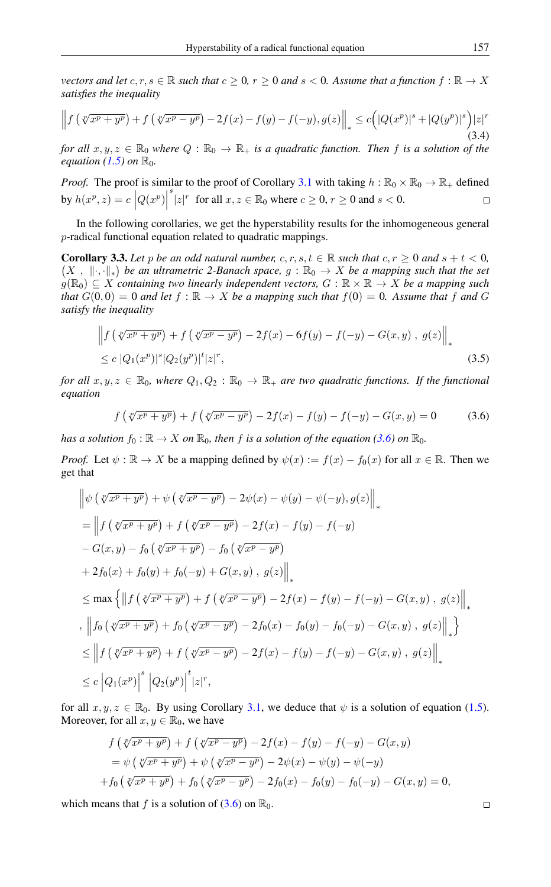*vectors and let $c, r, s \in \mathbb{R}$ such that $c \geq 0$, $r \geq 0$ and $s < 0$. Assume that a function $f : \mathbb{R} \to X$ satisfies the inequality*

$$\left\| f\left(\sqrt[p]{x^p + y^p}\right) + f\left(\sqrt[p]{x^p - y^p}\right) - 2f(x) - f(y) - f(-y), g(z) \right\|_* \leq c\Big(|Q(x^p)|^s + |Q(y^p)|^s\Big)|z|^r \tag{3.4}$$

*for all $x, y, z \in \mathbb{R}_0$ where $Q : \mathbb{R}_0 \to \mathbb{R}_+$ is a quadratic function. Then $f$ is a solution of the equation (1.5) on $\mathbb{R}_0$.*

*Proof.* The proof is similar to the proof of Corollary 3.1 with taking $h : \mathbb{R}_0 \times \mathbb{R}_0 \to \mathbb{R}_+$ defined by $h(x^p, z) = c\left|Q(x^p)\right|^s |z|^r$ for all $x, z \in \mathbb{R}_0$ where $c \geq 0$, $r \geq 0$ and $s < 0$. □

In the following corollaries, we get the hyperstability results for the inhomogeneous general $p$-radical functional equation related to quadratic mappings.

**Corollary 3.3.** *Let $p$ be an odd natural number, $c, r, s, t \in \mathbb{R}$ such that $c, r \geq 0$ and $s + t < 0$, $\left(X\ ,\ \|\cdot,\cdot\|_*\right)$ be an ultrametric 2-Banach space, $g : \mathbb{R}_0 \to X$ be a mapping such that the set $g(\mathbb{R}_0) \subseteq X$ containing two linearly independent vectors, $G : \mathbb{R} \times \mathbb{R} \to X$ be a mapping such that $G(0, 0) = 0$ and let $f : \mathbb{R} \to X$ be a mapping such that $f(0) = 0$. Assume that $f$ and $G$ satisfy the inequality*

$$\begin{aligned}
&\left\| f\left(\sqrt[p]{x^p + y^p}\right) + f\left(\sqrt[p]{x^p - y^p}\right) - 2f(x) - 6f(y) - f(-y) - G(x, y)\ ,\ g(z) \right\|_* \\
&\leq c\, |Q_1(x^p)|^s |Q_2(y^p)|^t |z|^r,
\end{aligned} \tag{3.5}$$

*for all $x, y, z \in \mathbb{R}_0$, where $Q_1, Q_2 : \mathbb{R}_0 \to \mathbb{R}_+$ are two quadratic functions. If the functional equation*

$$f\left(\sqrt[p]{x^p + y^p}\right) + f\left(\sqrt[p]{x^p - y^p}\right) - 2f(x) - f(y) - f(-y) - G(x, y) = 0 \tag{3.6}$$

*has a solution $f_0 : \mathbb{R} \to X$ on $\mathbb{R}_0$, then $f$ is a solution of the equation (3.6) on $\mathbb{R}_0$.*

*Proof.* Let $\psi : \mathbb{R} \to X$ be a mapping defined by $\psi(x) := f(x) - f_0(x)$ for all $x \in \mathbb{R}$. Then we get that

$$\begin{aligned}
&\left\| \psi\left(\sqrt[p]{x^p + y^p}\right) + \psi\left(\sqrt[p]{x^p - y^p}\right) - 2\psi(x) - \psi(y) - \psi(-y), g(z) \right\|_* \\
&= \Big\| f\left(\sqrt[p]{x^p + y^p}\right) + f\left(\sqrt[p]{x^p - y^p}\right) - 2f(x) - f(y) - f(-y) \\
&- G(x, y) - f_0\left(\sqrt[p]{x^p + y^p}\right) - f_0\left(\sqrt[p]{x^p - y^p}\right) \\
&+ 2f_0(x) + f_0(y) + f_0(-y) + G(x, y)\ ,\ g(z) \Big\|_* \\
&\leq \max\Big\{ \left\| f\left(\sqrt[p]{x^p + y^p}\right) + f\left(\sqrt[p]{x^p - y^p}\right) - 2f(x) - f(y) - f(-y) - G(x, y)\ ,\ g(z) \right\|_* \\
&, \left\| f_0\left(\sqrt[p]{x^p + y^p}\right) + f_0\left(\sqrt[p]{x^p - y^p}\right) - 2f_0(x) - f_0(y) - f_0(-y) - G(x, y)\ ,\ g(z) \right\|_* \Big\} \\
&\leq \left\| f\left(\sqrt[p]{x^p + y^p}\right) + f\left(\sqrt[p]{x^p - y^p}\right) - 2f(x) - f(y) - f(-y) - G(x, y)\ ,\ g(z) \right\|_* \\
&\leq c\left|Q_1(x^p)\right|^s \left|Q_2(y^p)\right|^t |z|^r,
\end{aligned}$$

for all $x, y, z \in \mathbb{R}_0$. By using Corollary 3.1, we deduce that $\psi$ is a solution of equation (1.5). Moreover, for all $x, y \in \mathbb{R}_0$, we have

$$\begin{aligned}
&f\left(\sqrt[p]{x^p + y^p}\right) + f\left(\sqrt[p]{x^p - y^p}\right) - 2f(x) - f(y) - f(-y) - G(x, y) \\
&= \psi\left(\sqrt[p]{x^p + y^p}\right) + \psi\left(\sqrt[p]{x^p - y^p}\right) - 2\psi(x) - \psi(y) - \psi(-y) \\
&+ f_0\left(\sqrt[p]{x^p + y^p}\right) + f_0\left(\sqrt[p]{x^p - y^p}\right) - 2f_0(x) - f_0(y) - f_0(-y) - G(x, y) = 0,
\end{aligned}$$

which means that $f$ is a solution of (3.6) on $\mathbb{R}_0$. □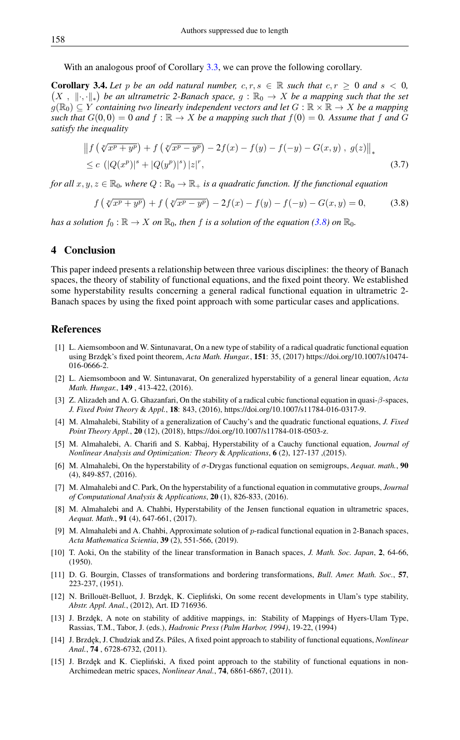With an analogous proof of Corollary 3.3, we can prove the following corollary.

**Corollary 3.4.** *Let $p$ be an odd natural number, $c, r, s \in \mathbb{R}$ such that $c, r \geq 0$ and $s < 0$, $(X\ ,\ \|\cdot,\cdot\|_*)$ be an ultrametric 2-Banach space, $g : \mathbb{R}_0 \to X$ be a mapping such that the set $g(\mathbb{R}_0) \subseteq Y$ containing two linearly independent vectors and let $G : \mathbb{R} \times \mathbb{R} \to X$ be a mapping such that $G(0,0) = 0$ and $f : \mathbb{R} \to X$ be a mapping such that $f(0) = 0$. Assume that $f$ and $G$ satisfy the inequality*

$$\begin{aligned}
&\left\| f\left(\sqrt[p]{x^p + y^p}\right) + f\left(\sqrt[p]{x^p - y^p}\right) - 2f(x) - f(y) - f(-y) - G(x,y)\ ,\ g(z)\right\|_* \\
&\leq c\ \left(|Q(x^p)|^s + |Q(y^p)|^s\right)|z|^r,
\end{aligned} \tag{3.7}$$

*for all $x, y, z \in \mathbb{R}_0$, where $Q : \mathbb{R}_0 \to \mathbb{R}_+$ is a quadratic function. If the functional equation*

$$f\left(\sqrt[p]{x^p + y^p}\right) + f\left(\sqrt[p]{x^p - y^p}\right) - 2f(x) - f(y) - f(-y) - G(x,y) = 0, \tag{3.8}$$

*has a solution $f_0 : \mathbb{R} \to X$ on $\mathbb{R}_0$, then $f$ is a solution of the equation (3.8) on $\mathbb{R}_0$.*

## 4 Conclusion

This paper indeed presents a relationship between three various disciplines: the theory of Banach spaces, the theory of stability of functional equations, and the fixed point theory. We established some hyperstability results concerning a general radical functional equation in ultrametric 2-Banach spaces by using the fixed point approach with some particular cases and applications.

## References

[1] L. Aiemsomboon and W. Sintunavarat, On a new type of stability of a radical quadratic functional equation using Brzdęk's fixed point theorem, *Acta Math. Hungar.*, **151**: 35, (2017) https://doi.org/10.1007/s10474-016-0666-2.

[2] L. Aiemsomboon and W. Sintunavarat, On generalized hyperstability of a general linear equation, *Acta Math. Hungar.*, **149** , 413-422, (2016).

[3] Z. Alizadeh and A. G. Ghazanfari, On the stability of a radical cubic functional equation in quasi-$\beta$-spaces, *J. Fixed Point Theory & Appl.*, **18**: 843, (2016), https://doi.org/10.1007/s11784-016-0317-9.

[4] M. Almahalebi, Stability of a generalization of Cauchy's and the quadratic functional equations, *J. Fixed Point Theory Appl.*, **20** (12), (2018), https://doi.org/10.1007/s11784-018-0503-z.

[5] M. Almahalebi, A. Charifi and S. Kabbaj, Hyperstability of a Cauchy functional equation, *Journal of Nonlinear Analysis and Optimization: Theory & Applications*, **6** (2), 127-137 ,(2015).

[6] M. Almahalebi, On the hyperstability of $\sigma$-Drygas functional equation on semigroups, *Aequat. math.*, **90** (4), 849-857, (2016).

[7] M. Almahalebi and C. Park, On the hyperstability of a functional equation in commutative groups, *Journal of Computational Analysis & Applications*, **20** (1), 826-833, (2016).

[8] M. Almahalebi and A. Chahbi, Hyperstability of the Jensen functional equation in ultrametric spaces, *Aequat. Math.*, **91** (4), 647-661, (2017).

[9] M. Almahalebi and A. Chahbi, Approximate solution of $p$-radical functional equation in 2-Banach spaces, *Acta Mathematica Scientia*, **39** (2), 551-566, (2019).

[10] T. Aoki, On the stability of the linear transformation in Banach spaces, *J. Math. Soc. Japan*, **2**, 64-66, (1950).

[11] D. G. Bourgin, Classes of transformations and bordering transformations, *Bull. Amer. Math. Soc.*, **57**, 223-237, (1951).

[12] N. Brillouët-Belluot, J. Brzdęk, K. Ciepliński, On some recent developments in Ulam's type stability, *Abstr. Appl. Anal.*, (2012), Art. ID 716936.

[13] J. Brzdęk, A note on stability of additive mappings, in: Stability of Mappings of Hyers-Ulam Type, Rassias, T.M., Tabor, J. (eds.), *Hadronic Press (Palm Harbor, 1994)*, 19-22, (1994)

[14] J. Brzdęk, J. Chudziak and Zs. Páles, A fixed point approach to stability of functional equations, *Nonlinear Anal.*, **74** , 6728-6732, (2011).

[15] J. Brzdęk and K. Ciepliński, A fixed point approach to the stability of functional equations in non-Archimedean metric spaces, *Nonlinear Anal.*, **74**, 6861-6867, (2011).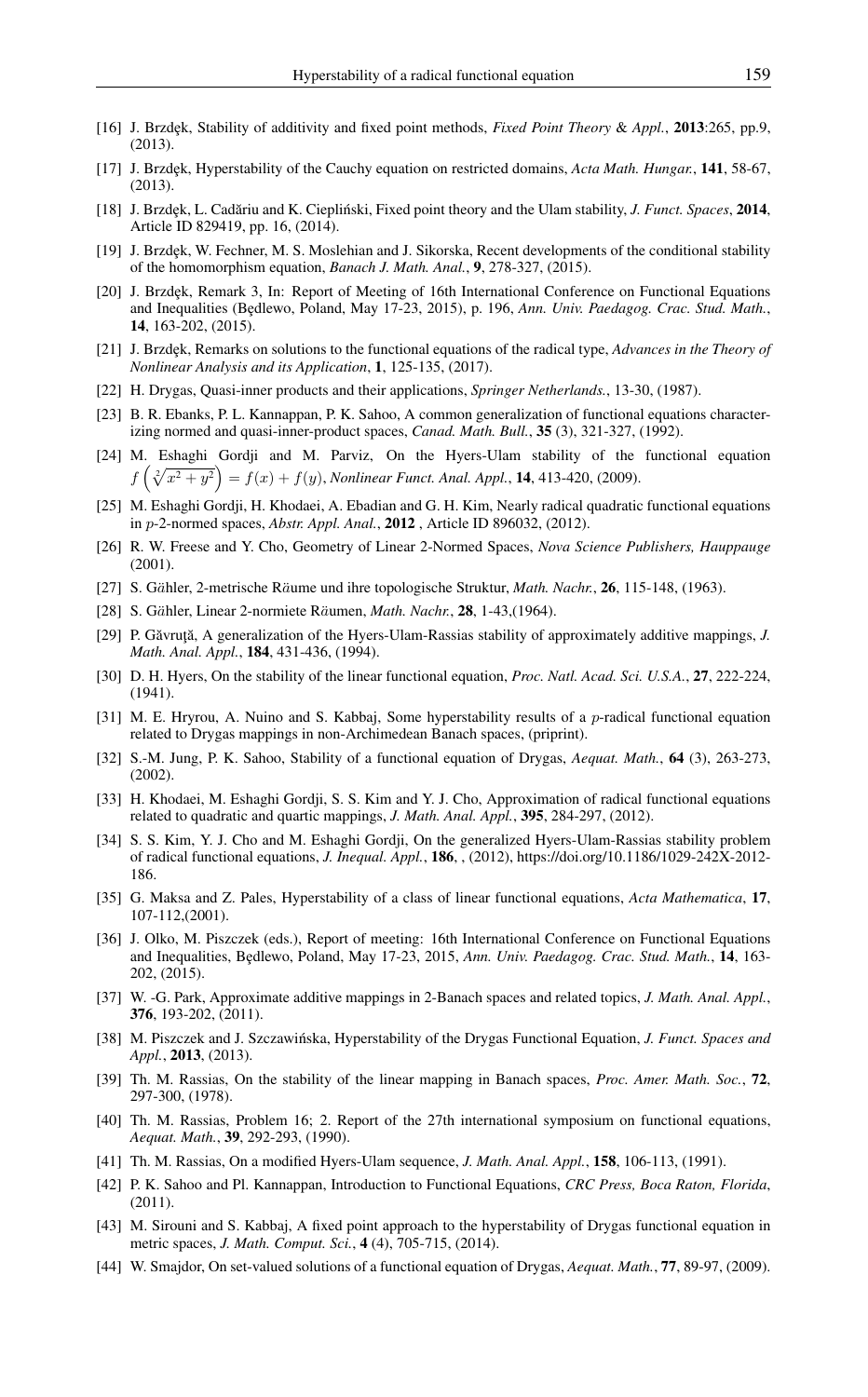[16] J. Brzdęk, Stability of additivity and fixed point methods, *Fixed Point Theory & Appl.*, **2013**:265, pp.9, (2013).

[17] J. Brzdęk, Hyperstability of the Cauchy equation on restricted domains, *Acta Math. Hungar.*, **141**, 58-67, (2013).

[18] J. Brzdęk, L. Cadăriu and K. Ciepliński, Fixed point theory and the Ulam stability, *J. Funct. Spaces*, **2014**, Article ID 829419, pp. 16, (2014).

[19] J. Brzdęk, W. Fechner, M. S. Moslehian and J. Sikorska, Recent developments of the conditional stability of the homomorphism equation, *Banach J. Math. Anal.*, **9**, 278-327, (2015).

[20] J. Brzdęk, Remark 3, In: Report of Meeting of 16th International Conference on Functional Equations and Inequalities (Będlewo, Poland, May 17-23, 2015), p. 196, *Ann. Univ. Paedagog. Crac. Stud. Math.*, **14**, 163-202, (2015).

[21] J. Brzdęk, Remarks on solutions to the functional equations of the radical type, *Advances in the Theory of Nonlinear Analysis and its Application*, **1**, 125-135, (2017).

[22] H. Drygas, Quasi-inner products and their applications, *Springer Netherlands.*, 13-30, (1987).

[23] B. R. Ebanks, P. L. Kannappan, P. K. Sahoo, A common generalization of functional equations characterizing normed and quasi-inner-product spaces, *Canad. Math. Bull.*, **35** (3), 321-327, (1992).

[24] M. Eshaghi Gordji and M. Parviz, On the Hyers-Ulam stability of the functional equation $f\left(\sqrt[2]{x^2+y^2}\right) = f(x) + f(y)$, *Nonlinear Funct. Anal. Appl.*, **14**, 413-420, (2009).

[25] M. Eshaghi Gordji, H. Khodaei, A. Ebadian and G. H. Kim, Nearly radical quadratic functional equations in $p$-2-normed spaces, *Abstr. Appl. Anal.*, **2012** , Article ID 896032, (2012).

[26] R. W. Freese and Y. Cho, Geometry of Linear 2-Normed Spaces, *Nova Science Publishers, Hauppauge* (2001).

[27] S. Gähler, 2-metrische Räume und ihre topologische Struktur, *Math. Nachr.*, **26**, 115-148, (1963).

[28] S. Gähler, Linear 2-normiete Räumen, *Math. Nachr.*, **28**, 1-43,(1964).

[29] P. Găvruţă, A generalization of the Hyers-Ulam-Rassias stability of approximately additive mappings, *J. Math. Anal. Appl.*, **184**, 431-436, (1994).

[30] D. H. Hyers, On the stability of the linear functional equation, *Proc. Natl. Acad. Sci. U.S.A.*, **27**, 222-224, (1941).

[31] M. E. Hryrou, A. Nuino and S. Kabbaj, Some hyperstability results of a $p$-radical functional equation related to Drygas mappings in non-Archimedean Banach spaces, (priprint).

[32] S.-M. Jung, P. K. Sahoo, Stability of a functional equation of Drygas, *Aequat. Math.*, **64** (3), 263-273, (2002).

[33] H. Khodaei, M. Eshaghi Gordji, S. S. Kim and Y. J. Cho, Approximation of radical functional equations related to quadratic and quartic mappings, *J. Math. Anal. Appl.*, **395**, 284-297, (2012).

[34] S. S. Kim, Y. J. Cho and M. Eshaghi Gordji, On the generalized Hyers-Ulam-Rassias stability problem of radical functional equations, *J. Inequal. Appl.*, **186**, , (2012), https://doi.org/10.1186/1029-242X-2012-186.

[35] G. Maksa and Z. Pales, Hyperstability of a class of linear functional equations, *Acta Mathematica*, **17**, 107-112,(2001).

[36] J. Olko, M. Piszczek (eds.), Report of meeting: 16th International Conference on Functional Equations and Inequalities, Będlewo, Poland, May 17-23, 2015, *Ann. Univ. Paedagog. Crac. Stud. Math.*, **14**, 163-202, (2015).

[37] W. -G. Park, Approximate additive mappings in 2-Banach spaces and related topics, *J. Math. Anal. Appl.*, **376**, 193-202, (2011).

[38] M. Piszczek and J. Szczawińska, Hyperstability of the Drygas Functional Equation, *J. Funct. Spaces and Appl.*, **2013**, (2013).

[39] Th. M. Rassias, On the stability of the linear mapping in Banach spaces, *Proc. Amer. Math. Soc.*, **72**, 297-300, (1978).

[40] Th. M. Rassias, Problem 16; 2. Report of the 27th international symposium on functional equations, *Aequat. Math.*, **39**, 292-293, (1990).

[41] Th. M. Rassias, On a modified Hyers-Ulam sequence, *J. Math. Anal. Appl.*, **158**, 106-113, (1991).

[42] P. K. Sahoo and Pl. Kannappan, Introduction to Functional Equations, *CRC Press, Boca Raton, Florida*, (2011).

[43] M. Sirouni and S. Kabbaj, A fixed point approach to the hyperstability of Drygas functional equation in metric spaces, *J. Math. Comput. Sci.*, **4** (4), 705-715, (2014).

[44] W. Smajdor, On set-valued solutions of a functional equation of Drygas, *Aequat. Math.*, **77**, 89-97, (2009).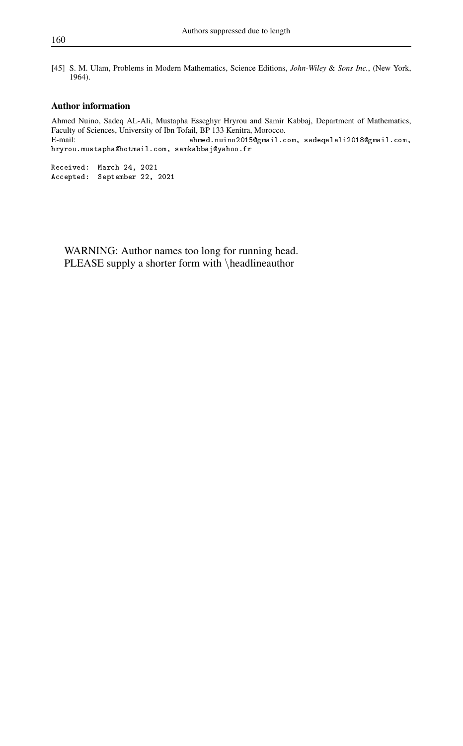[45] S. M. Ulam, Problems in Modern Mathematics, Science Editions, *John-Wiley* & *Sons Inc.*, (New York, 1964).

### Author information

Ahmed Nuino, Sadeq AL-Ali, Mustapha Esseghyr Hryrou and Samir Kabbaj, Department of Mathematics, Faculty of Sciences, University of Ibn Tofail, BP 133 Kenitra, Morocco.
E-mail: ahmed.nuino2015@gmail.com, sadeqalali2018@gmail.com, hryrou.mustapha@hotmail.com, samkabbaj@yahoo.fr

Received: March 24, 2021
Accepted: September 22, 2021

WARNING: Author names too long for running head.
PLEASE supply a shorter form with \headlineauthor